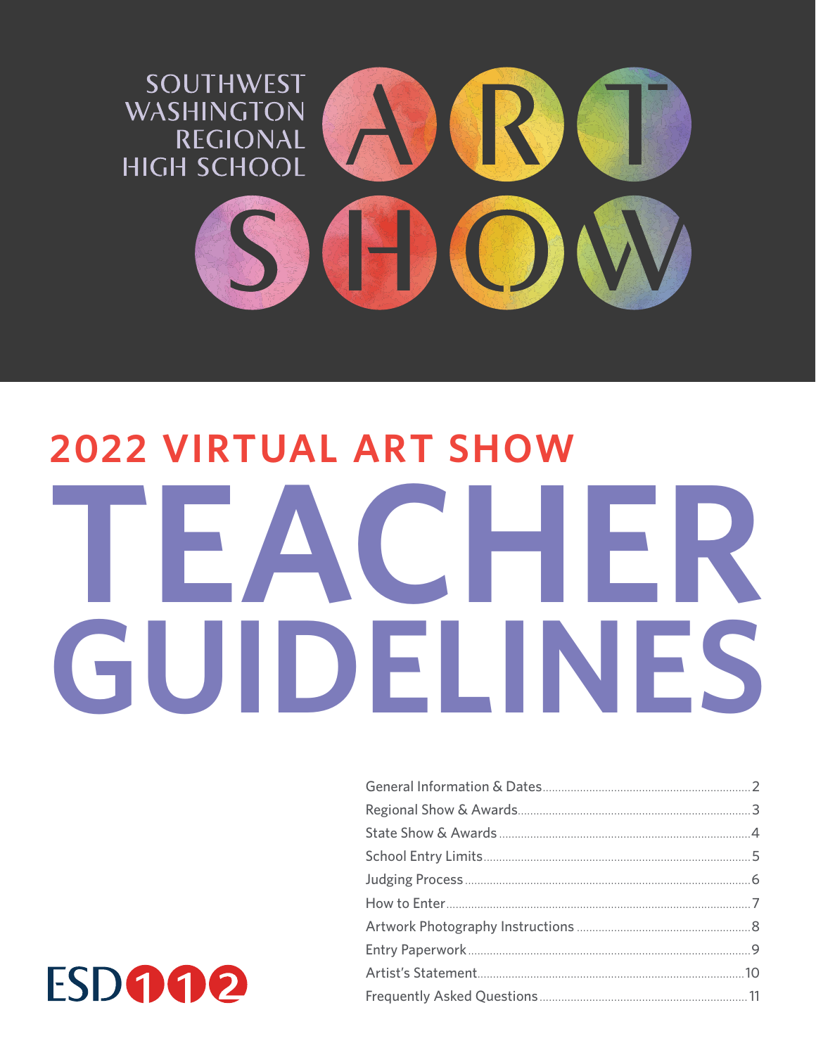SOUTHWEST WASHINGTON REGIONAL HIGH SCHOOL

# ART SHOW

## 2022 VIRTUAL ART SHOW

# TEACHER GUIDELINES

| | |
|---|---|
| General Information & Dates | 2 |
| Regional Show & Awards | 3 |
| State Show & Awards | 4 |
| School Entry Limits | 5 |
| Judging Process | 6 |
| How to Enter | 7 |
| Artwork Photography Instructions | 8 |
| Entry Paperwork | 9 |
| Artist's Statement | 10 |
| Frequently Asked Questions | 11 |

ESD 112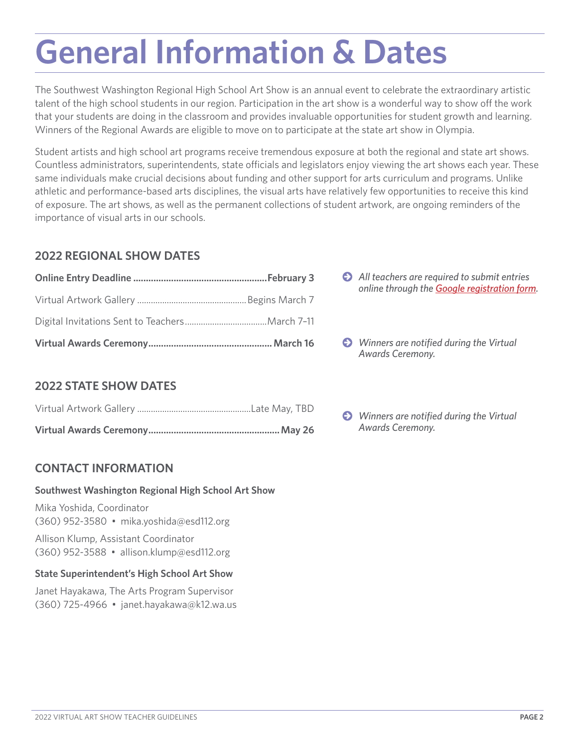# General Information & Dates

The Southwest Washington Regional High School Art Show is an annual event to celebrate the extraordinary artistic talent of the high school students in our region. Participation in the art show is a wonderful way to show off the work that your students are doing in the classroom and provides invaluable opportunities for student growth and learning. Winners of the Regional Awards are eligible to move on to participate at the state art show in Olympia.

Student artists and high school art programs receive tremendous exposure at both the regional and state art shows. Countless administrators, superintendents, state officials and legislators enjoy viewing the art shows each year. These same individuals make crucial decisions about funding and other support for arts curriculum and programs. Unlike athletic and performance-based arts disciplines, the visual arts have relatively few opportunities to receive this kind of exposure. The art shows, as well as the permanent collections of student artwork, are ongoing reminders of the importance of visual arts in our schools.

## 2022 REGIONAL SHOW DATES

**Online Entry Deadline ........ February 3**

*All teachers are required to submit entries online through the Google registration form.*

Virtual Artwork Gallery ........ Begins March 7

Digital Invitations Sent to Teachers ........ March 7–11

**Virtual Awards Ceremony ........ March 16**

*Winners are notified during the Virtual Awards Ceremony.*

## 2022 STATE SHOW DATES

Virtual Artwork Gallery ........ Late May, TBD

**Virtual Awards Ceremony ........ May 26**

*Winners are notified during the Virtual Awards Ceremony.*

## CONTACT INFORMATION

**Southwest Washington Regional High School Art Show**

Mika Yoshida, Coordinator
(360) 952-3580 • mika.yoshida@esd112.org

Allison Klump, Assistant Coordinator
(360) 952-3588 • allison.klump@esd112.org

**State Superintendent's High School Art Show**

Janet Hayakawa, The Arts Program Supervisor
(360) 725-4966 • janet.hayakawa@k12.wa.us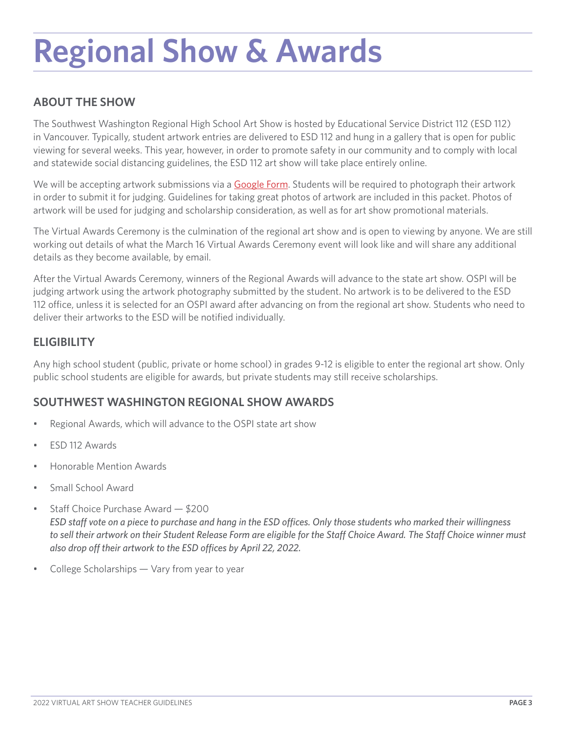# Regional Show & Awards

## ABOUT THE SHOW

The Southwest Washington Regional High School Art Show is hosted by Educational Service District 112 (ESD 112) in Vancouver. Typically, student artwork entries are delivered to ESD 112 and hung in a gallery that is open for public viewing for several weeks. This year, however, in order to promote safety in our community and to comply with local and statewide social distancing guidelines, the ESD 112 art show will take place entirely online.

We will be accepting artwork submissions via a Google Form. Students will be required to photograph their artwork in order to submit it for judging. Guidelines for taking great photos of artwork are included in this packet. Photos of artwork will be used for judging and scholarship consideration, as well as for art show promotional materials.

The Virtual Awards Ceremony is the culmination of the regional art show and is open to viewing by anyone. We are still working out details of what the March 16 Virtual Awards Ceremony event will look like and will share any additional details as they become available, by email.

After the Virtual Awards Ceremony, winners of the Regional Awards will advance to the state art show. OSPI will be judging artwork using the artwork photography submitted by the student. No artwork is to be delivered to the ESD 112 office, unless it is selected for an OSPI award after advancing on from the regional art show. Students who need to deliver their artworks to the ESD will be notified individually.

## ELIGIBILITY

Any high school student (public, private or home school) in grades 9-12 is eligible to enter the regional art show. Only public school students are eligible for awards, but private students may still receive scholarships.

## SOUTHWEST WASHINGTON REGIONAL SHOW AWARDS

- Regional Awards, which will advance to the OSPI state art show
- ESD 112 Awards
- Honorable Mention Awards
- Small School Award
- Staff Choice Purchase Award — $200  
  *ESD staff vote on a piece to purchase and hang in the ESD offices. Only those students who marked their willingness to sell their artwork on their Student Release Form are eligible for the Staff Choice Award. The Staff Choice winner must also drop off their artwork to the ESD offices by April 22, 2022.*
- College Scholarships — Vary from year to year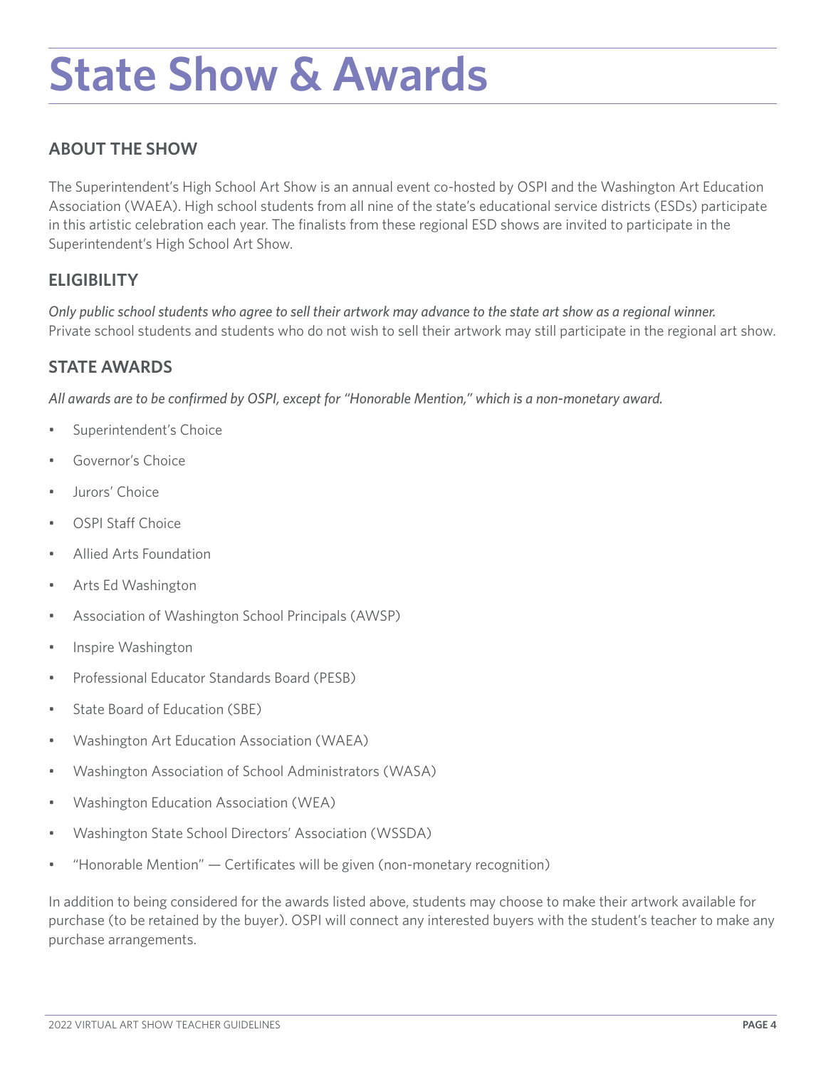# State Show & Awards

## ABOUT THE SHOW

The Superintendent's High School Art Show is an annual event co-hosted by OSPI and the Washington Art Education Association (WAEA). High school students from all nine of the state's educational service districts (ESDs) participate in this artistic celebration each year. The finalists from these regional ESD shows are invited to participate in the Superintendent's High School Art Show.

## ELIGIBILITY

*Only public school students who agree to sell their artwork may advance to the state art show as a regional winner.* Private school students and students who do not wish to sell their artwork may still participate in the regional art show.

## STATE AWARDS

*All awards are to be confirmed by OSPI, except for "Honorable Mention," which is a non-monetary award.*

- Superintendent's Choice
- Governor's Choice
- Jurors' Choice
- OSPI Staff Choice
- Allied Arts Foundation
- Arts Ed Washington
- Association of Washington School Principals (AWSP)
- Inspire Washington
- Professional Educator Standards Board (PESB)
- State Board of Education (SBE)
- Washington Art Education Association (WAEA)
- Washington Association of School Administrators (WASA)
- Washington Education Association (WEA)
- Washington State School Directors' Association (WSSDA)
- "Honorable Mention" — Certificates will be given (non-monetary recognition)

In addition to being considered for the awards listed above, students may choose to make their artwork available for purchase (to be retained by the buyer). OSPI will connect any interested buyers with the student's teacher to make any purchase arrangements.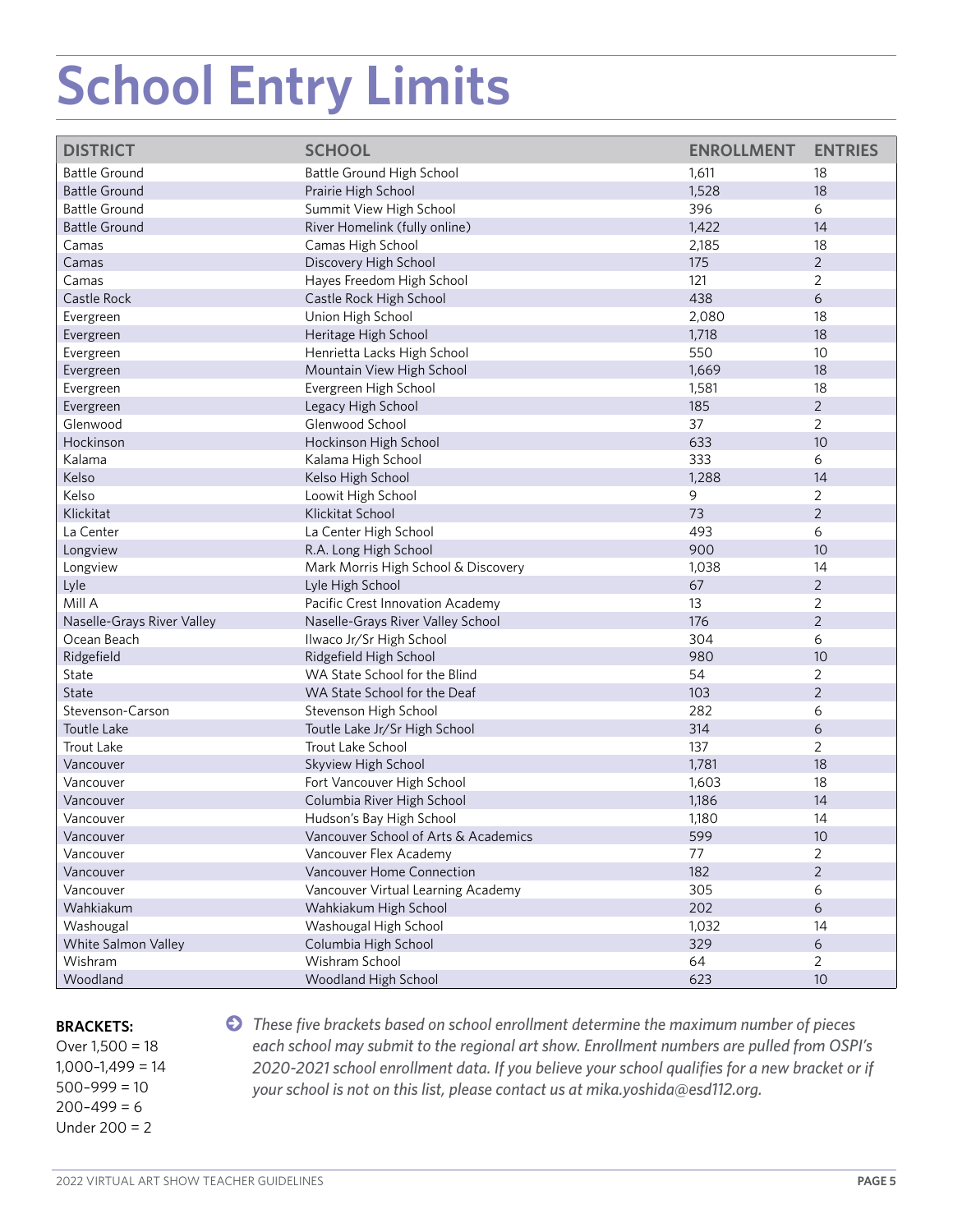# School Entry Limits

| DISTRICT | SCHOOL | ENROLLMENT | ENTRIES |
|---|---|---|---|
| Battle Ground | Battle Ground High School | 1,611 | 18 |
| Battle Ground | Prairie High School | 1,528 | 18 |
| Battle Ground | Summit View High School | 396 | 6 |
| Battle Ground | River Homelink (fully online) | 1,422 | 14 |
| Camas | Camas High School | 2,185 | 18 |
| Camas | Discovery High School | 175 | 2 |
| Camas | Hayes Freedom High School | 121 | 2 |
| Castle Rock | Castle Rock High School | 438 | 6 |
| Evergreen | Union High School | 2,080 | 18 |
| Evergreen | Heritage High School | 1,718 | 18 |
| Evergreen | Henrietta Lacks High School | 550 | 10 |
| Evergreen | Mountain View High School | 1,669 | 18 |
| Evergreen | Evergreen High School | 1,581 | 18 |
| Evergreen | Legacy High School | 185 | 2 |
| Glenwood | Glenwood School | 37 | 2 |
| Hockinson | Hockinson High School | 633 | 10 |
| Kalama | Kalama High School | 333 | 6 |
| Kelso | Kelso High School | 1,288 | 14 |
| Kelso | Loowit High School | 9 | 2 |
| Klickitat | Klickitat School | 73 | 2 |
| La Center | La Center High School | 493 | 6 |
| Longview | R.A. Long High School | 900 | 10 |
| Longview | Mark Morris High School & Discovery | 1,038 | 14 |
| Lyle | Lyle High School | 67 | 2 |
| Mill A | Pacific Crest Innovation Academy | 13 | 2 |
| Naselle-Grays River Valley | Naselle-Grays River Valley School | 176 | 2 |
| Ocean Beach | Ilwaco Jr/Sr High School | 304 | 6 |
| Ridgefield | Ridgefield High School | 980 | 10 |
| State | WA State School for the Blind | 54 | 2 |
| State | WA State School for the Deaf | 103 | 2 |
| Stevenson-Carson | Stevenson High School | 282 | 6 |
| Toutle Lake | Toutle Lake Jr/Sr High School | 314 | 6 |
| Trout Lake | Trout Lake School | 137 | 2 |
| Vancouver | Skyview High School | 1,781 | 18 |
| Vancouver | Fort Vancouver High School | 1,603 | 18 |
| Vancouver | Columbia River High School | 1,186 | 14 |
| Vancouver | Hudson's Bay High School | 1,180 | 14 |
| Vancouver | Vancouver School of Arts & Academics | 599 | 10 |
| Vancouver | Vancouver Flex Academy | 77 | 2 |
| Vancouver | Vancouver Home Connection | 182 | 2 |
| Vancouver | Vancouver Virtual Learning Academy | 305 | 6 |
| Wahkiakum | Wahkiakum High School | 202 | 6 |
| Washougal | Washougal High School | 1,032 | 14 |
| White Salmon Valley | Columbia High School | 329 | 6 |
| Wishram | Wishram School | 64 | 2 |
| Woodland | Woodland High School | 623 | 10 |

**BRACKETS:**
Over 1,500 = 18
1,000–1,499 = 14
500–999 = 10
200–499 = 6
Under 200 = 2

*These five brackets based on school enrollment determine the maximum number of pieces each school may submit to the regional art show. Enrollment numbers are pulled from OSPI's 2020-2021 school enrollment data. If you believe your school qualifies for a new bracket or if your school is not on this list, please contact us at mika.yoshida@esd112.org.*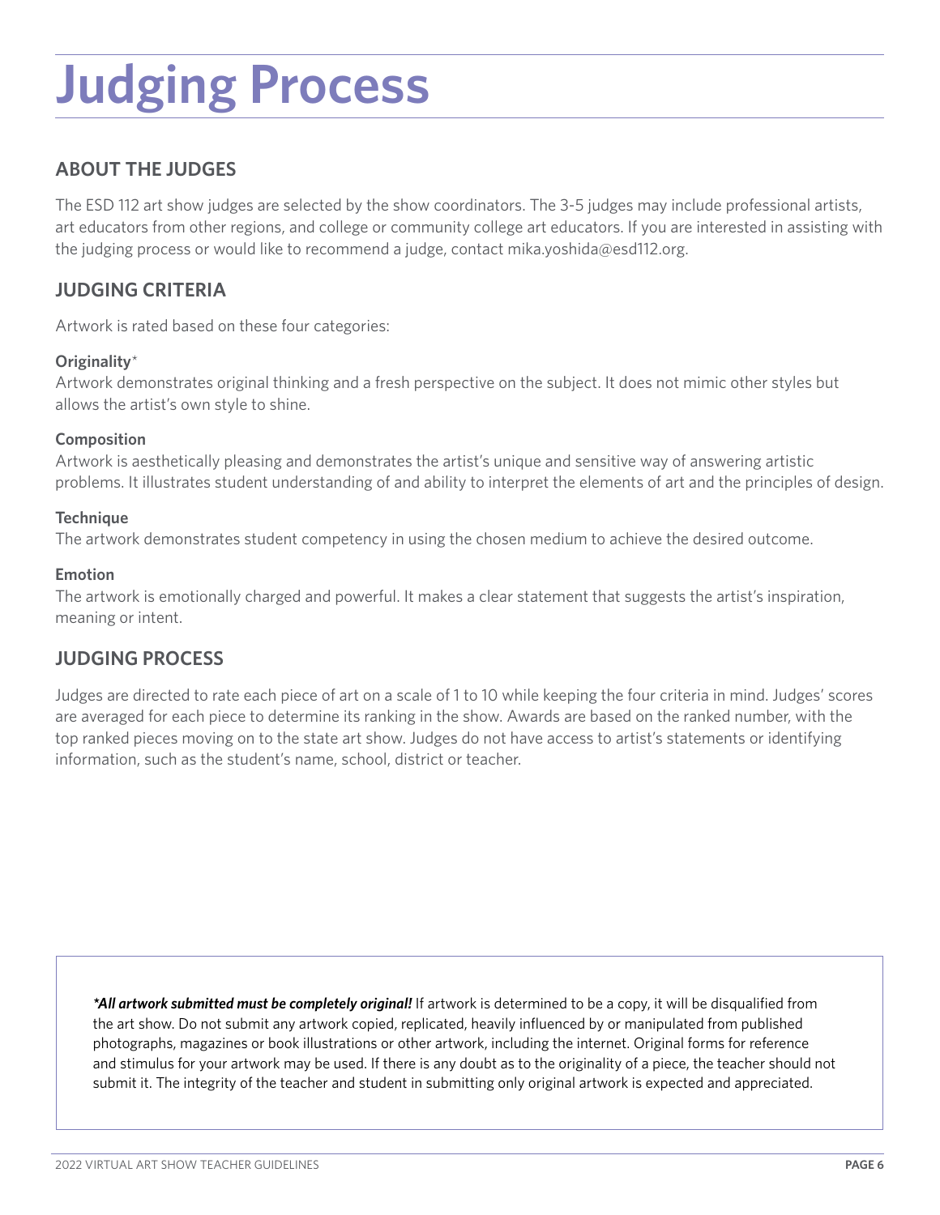# Judging Process

## ABOUT THE JUDGES

The ESD 112 art show judges are selected by the show coordinators. The 3-5 judges may include professional artists, art educators from other regions, and college or community college art educators. If you are interested in assisting with the judging process or would like to recommend a judge, contact mika.yoshida@esd112.org.

## JUDGING CRITERIA

Artwork is rated based on these four categories:

**Originality***
Artwork demonstrates original thinking and a fresh perspective on the subject. It does not mimic other styles but allows the artist's own style to shine.

**Composition**
Artwork is aesthetically pleasing and demonstrates the artist's unique and sensitive way of answering artistic problems. It illustrates student understanding of and ability to interpret the elements of art and the principles of design.

**Technique**
The artwork demonstrates student competency in using the chosen medium to achieve the desired outcome.

**Emotion**
The artwork is emotionally charged and powerful. It makes a clear statement that suggests the artist's inspiration, meaning or intent.

## JUDGING PROCESS

Judges are directed to rate each piece of art on a scale of 1 to 10 while keeping the four criteria in mind. Judges' scores are averaged for each piece to determine its ranking in the show. Awards are based on the ranked number, with the top ranked pieces moving on to the state art show. Judges do not have access to artist's statements or identifying information, such as the student's name, school, district or teacher.

***All artwork submitted must be completely original!*** If artwork is determined to be a copy, it will be disqualified from the art show. Do not submit any artwork copied, replicated, heavily influenced by or manipulated from published photographs, magazines or book illustrations or other artwork, including the internet. Original forms for reference and stimulus for your artwork may be used. If there is any doubt as to the originality of a piece, the teacher should not submit it. The integrity of the teacher and student in submitting only original artwork is expected and appreciated.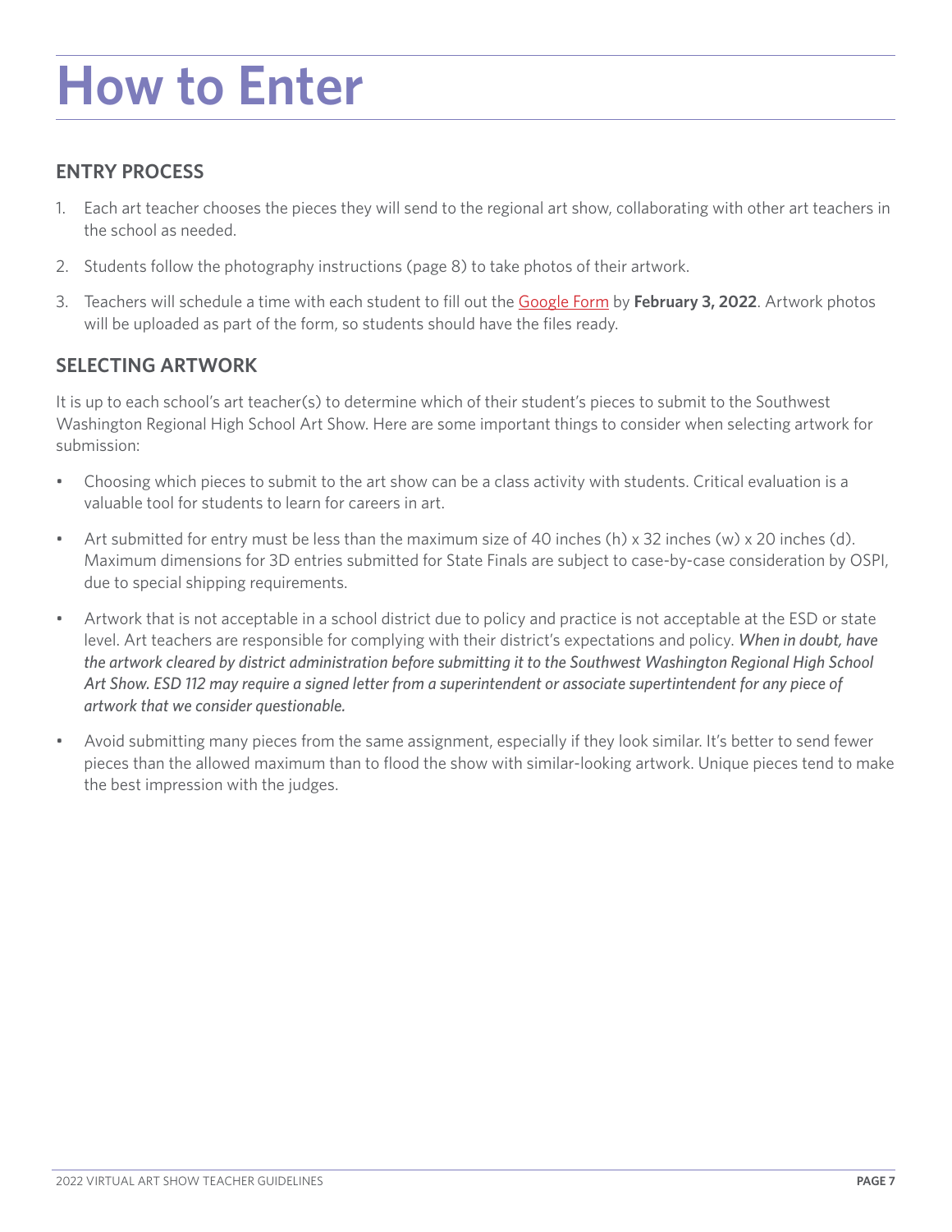# How to Enter

## ENTRY PROCESS

1. Each art teacher chooses the pieces they will send to the regional art show, collaborating with other art teachers in the school as needed.
2. Students follow the photography instructions (page 8) to take photos of their artwork.
3. Teachers will schedule a time with each student to fill out the Google Form by **February 3, 2022**. Artwork photos will be uploaded as part of the form, so students should have the files ready.

## SELECTING ARTWORK

It is up to each school's art teacher(s) to determine which of their student's pieces to submit to the Southwest Washington Regional High School Art Show. Here are some important things to consider when selecting artwork for submission:

- Choosing which pieces to submit to the art show can be a class activity with students. Critical evaluation is a valuable tool for students to learn for careers in art.
- Art submitted for entry must be less than the maximum size of 40 inches (h) x 32 inches (w) x 20 inches (d). Maximum dimensions for 3D entries submitted for State Finals are subject to case-by-case consideration by OSPI, due to special shipping requirements.
- Artwork that is not acceptable in a school district due to policy and practice is not acceptable at the ESD or state level. Art teachers are responsible for complying with their district's expectations and policy. ***When in doubt, have the artwork cleared by district administration before submitting it to the Southwest Washington Regional High School Art Show. ESD 112 may require a signed letter from a superintendent or associate supertintendent for any piece of artwork that we consider questionable.***
- Avoid submitting many pieces from the same assignment, especially if they look similar. It's better to send fewer pieces than the allowed maximum than to flood the show with similar-looking artwork. Unique pieces tend to make the best impression with the judges.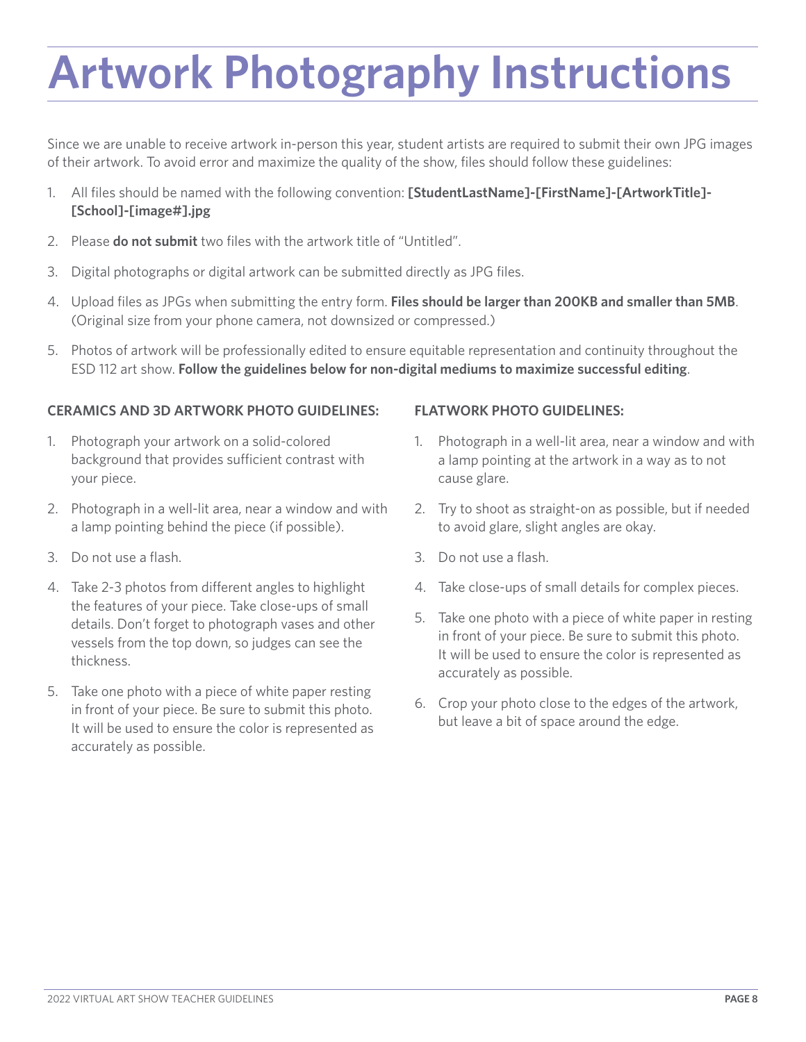# Artwork Photography Instructions

Since we are unable to receive artwork in-person this year, student artists are required to submit their own JPG images of their artwork. To avoid error and maximize the quality of the show, files should follow these guidelines:

1. All files should be named with the following convention: **[StudentLastName]-[FirstName]-[ArtworkTitle]-[School]-[image#].jpg**
2. Please **do not submit** two files with the artwork title of "Untitled".
3. Digital photographs or digital artwork can be submitted directly as JPG files.
4. Upload files as JPGs when submitting the entry form. **Files should be larger than 200KB and smaller than 5MB**. (Original size from your phone camera, not downsized or compressed.)
5. Photos of artwork will be professionally edited to ensure equitable representation and continuity throughout the ESD 112 art show. **Follow the guidelines below for non-digital mediums to maximize successful editing**.

### CERAMICS AND 3D ARTWORK PHOTO GUIDELINES:

1. Photograph your artwork on a solid-colored background that provides sufficient contrast with your piece.
2. Photograph in a well-lit area, near a window and with a lamp pointing behind the piece (if possible).
3. Do not use a flash.
4. Take 2-3 photos from different angles to highlight the features of your piece. Take close-ups of small details. Don't forget to photograph vases and other vessels from the top down, so judges can see the thickness.
5. Take one photo with a piece of white paper resting in front of your piece. Be sure to submit this photo. It will be used to ensure the color is represented as accurately as possible.

### FLATWORK PHOTO GUIDELINES:

1. Photograph in a well-lit area, near a window and with a lamp pointing at the artwork in a way as to not cause glare.
2. Try to shoot as straight-on as possible, but if needed to avoid glare, slight angles are okay.
3. Do not use a flash.
4. Take close-ups of small details for complex pieces.
5. Take one photo with a piece of white paper in resting in front of your piece. Be sure to submit this photo. It will be used to ensure the color is represented as accurately as possible.
6. Crop your photo close to the edges of the artwork, but leave a bit of space around the edge.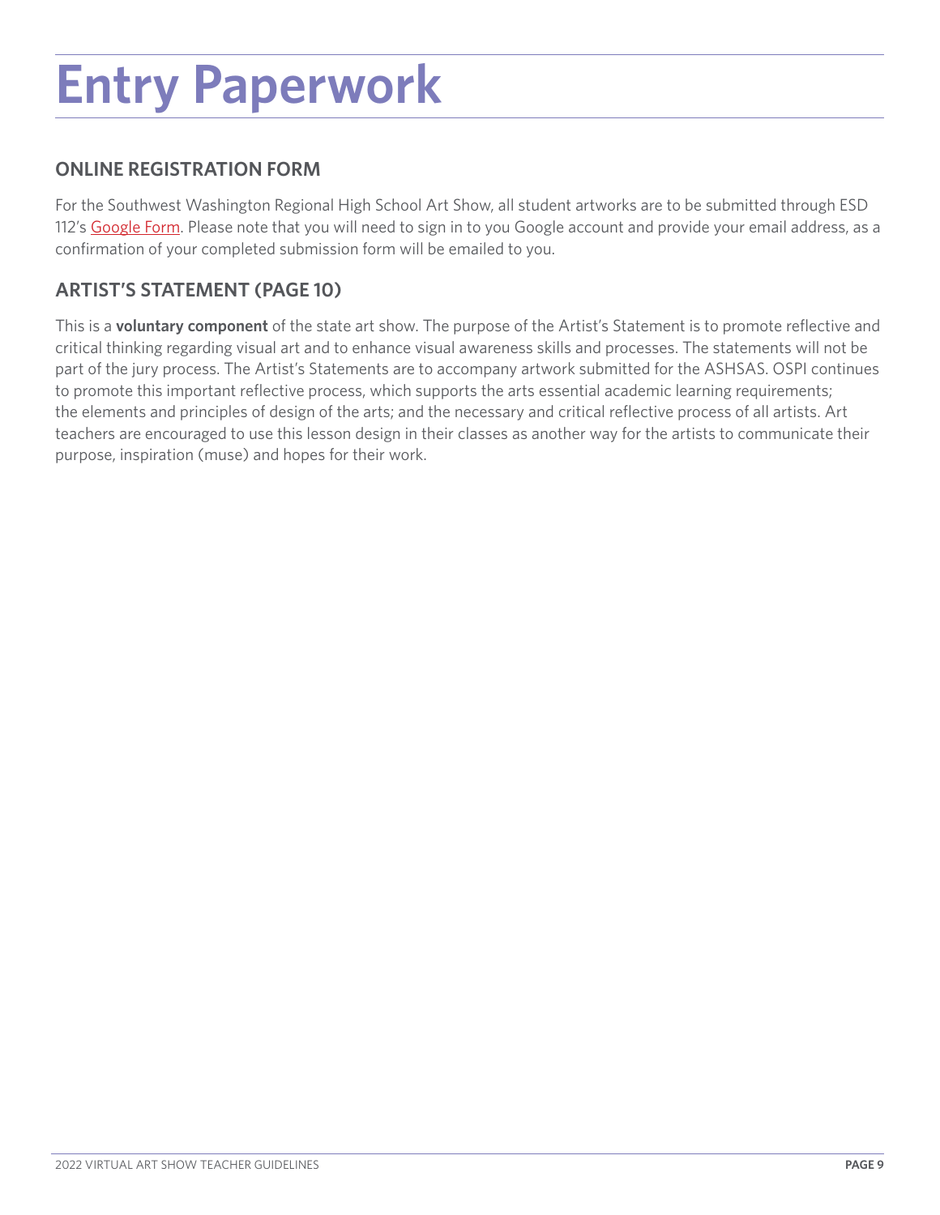# Entry Paperwork

## ONLINE REGISTRATION FORM

For the Southwest Washington Regional High School Art Show, all student artworks are to be submitted through ESD 112's Google Form. Please note that you will need to sign in to you Google account and provide your email address, as a confirmation of your completed submission form will be emailed to you.

## ARTIST'S STATEMENT (PAGE 10)

This is a **voluntary component** of the state art show. The purpose of the Artist's Statement is to promote reflective and critical thinking regarding visual art and to enhance visual awareness skills and processes. The statements will not be part of the jury process. The Artist's Statements are to accompany artwork submitted for the ASHSAS. OSPI continues to promote this important reflective process, which supports the arts essential academic learning requirements; the elements and principles of design of the arts; and the necessary and critical reflective process of all artists. Art teachers are encouraged to use this lesson design in their classes as another way for the artists to communicate their purpose, inspiration (muse) and hopes for their work.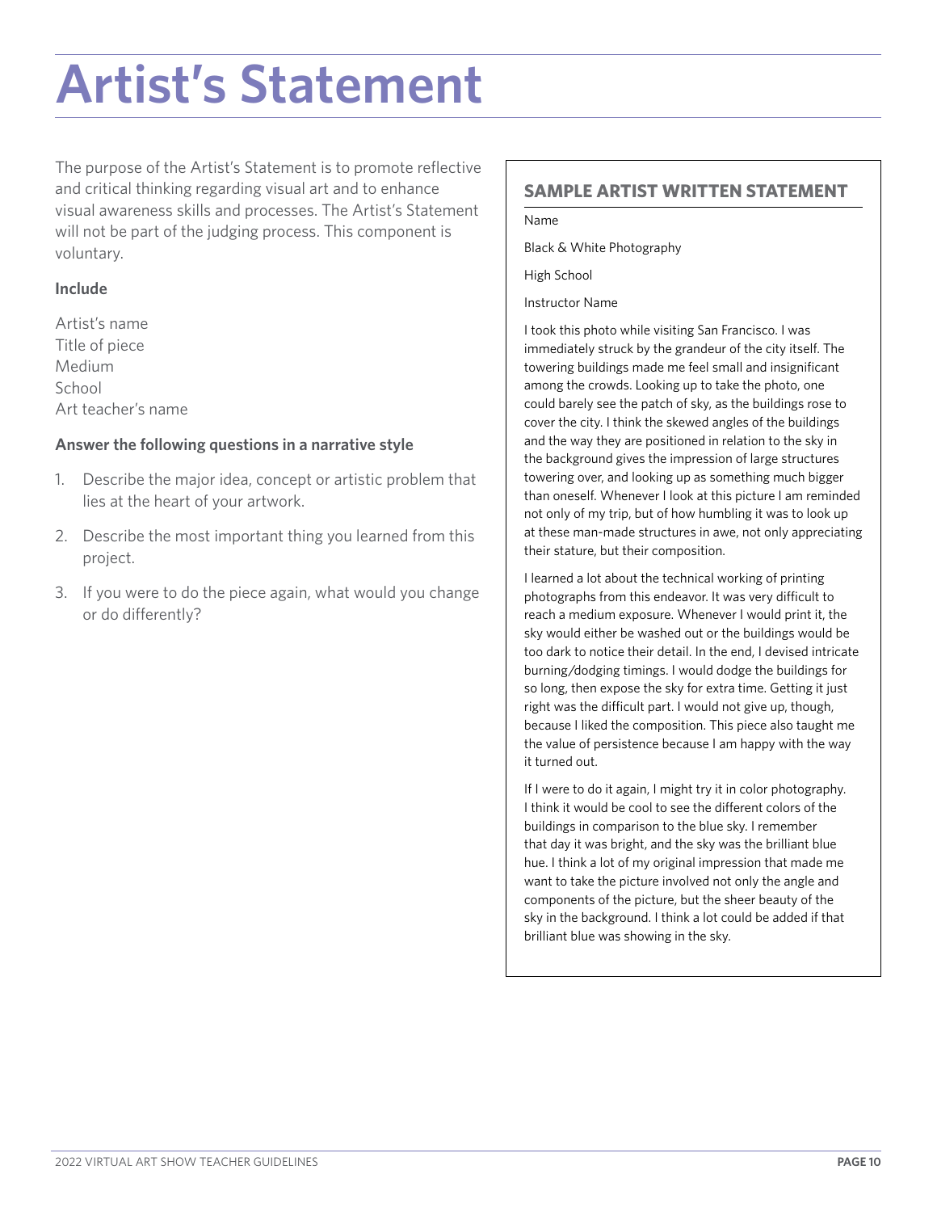# Artist's Statement

The purpose of the Artist's Statement is to promote reflective and critical thinking regarding visual art and to enhance visual awareness skills and processes. The Artist's Statement will not be part of the judging process. This component is voluntary.

**Include**

Artist's name
Title of piece
Medium
School
Art teacher's name

**Answer the following questions in a narrative style**

1. Describe the major idea, concept or artistic problem that lies at the heart of your artwork.
2. Describe the most important thing you learned from this project.
3. If you were to do the piece again, what would you change or do differently?

## SAMPLE ARTIST WRITTEN STATEMENT

Name

Black & White Photography

High School

Instructor Name

I took this photo while visiting San Francisco. I was immediately struck by the grandeur of the city itself. The towering buildings made me feel small and insignificant among the crowds. Looking up to take the photo, one could barely see the patch of sky, as the buildings rose to cover the city. I think the skewed angles of the buildings and the way they are positioned in relation to the sky in the background gives the impression of large structures towering over, and looking up as something much bigger than oneself. Whenever I look at this picture I am reminded not only of my trip, but of how humbling it was to look up at these man-made structures in awe, not only appreciating their stature, but their composition.

I learned a lot about the technical working of printing photographs from this endeavor. It was very difficult to reach a medium exposure. Whenever I would print it, the sky would either be washed out or the buildings would be too dark to notice their detail. In the end, I devised intricate burning/dodging timings. I would dodge the buildings for so long, then expose the sky for extra time. Getting it just right was the difficult part. I would not give up, though, because I liked the composition. This piece also taught me the value of persistence because I am happy with the way it turned out.

If I were to do it again, I might try it in color photography. I think it would be cool to see the different colors of the buildings in comparison to the blue sky. I remember that day it was bright, and the sky was the brilliant blue hue. I think a lot of my original impression that made me want to take the picture involved not only the angle and components of the picture, but the sheer beauty of the sky in the background. I think a lot could be added if that brilliant blue was showing in the sky.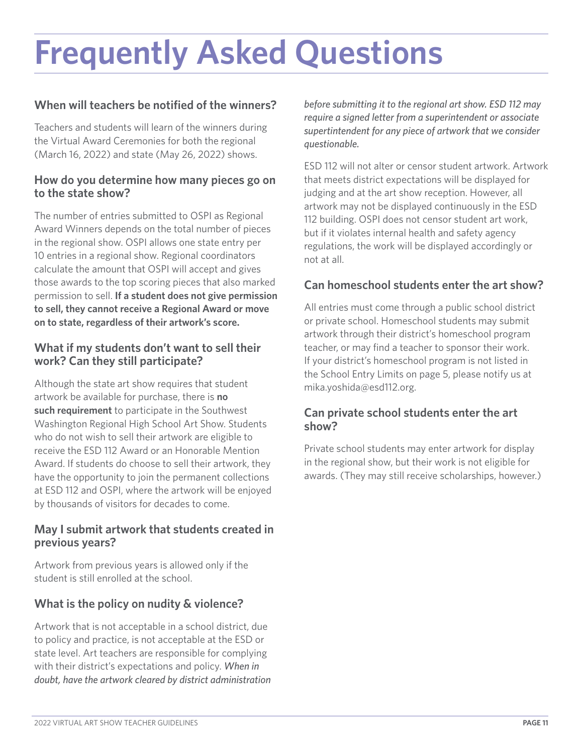# Frequently Asked Questions

### When will teachers be notified of the winners?

Teachers and students will learn of the winners during the Virtual Award Ceremonies for both the regional (March 16, 2022) and state (May 26, 2022) shows.

### How do you determine how many pieces go on to the state show?

The number of entries submitted to OSPI as Regional Award Winners depends on the total number of pieces in the regional show. OSPI allows one state entry per 10 entries in a regional show. Regional coordinators calculate the amount that OSPI will accept and gives those awards to the top scoring pieces that also marked permission to sell. **If a student does not give permission to sell, they cannot receive a Regional Award or move on to state, regardless of their artwork's score.**

### What if my students don't want to sell their work? Can they still participate?

Although the state art show requires that student artwork be available for purchase, there is **no such requirement** to participate in the Southwest Washington Regional High School Art Show. Students who do not wish to sell their artwork are eligible to receive the ESD 112 Award or an Honorable Mention Award. If students do choose to sell their artwork, they have the opportunity to join the permanent collections at ESD 112 and OSPI, where the artwork will be enjoyed by thousands of visitors for decades to come.

### May I submit artwork that students created in previous years?

Artwork from previous years is allowed only if the student is still enrolled at the school.

### What is the policy on nudity & violence?

Artwork that is not acceptable in a school district, due to policy and practice, is not acceptable at the ESD or state level. Art teachers are responsible for complying with their district's expectations and policy. *When in doubt, have the artwork cleared by district administration before submitting it to the regional art show. ESD 112 may require a signed letter from a superintendent or associate supertintendent for any piece of artwork that we consider questionable.*

ESD 112 will not alter or censor student artwork. Artwork that meets district expectations will be displayed for judging and at the art show reception. However, all artwork may not be displayed continuously in the ESD 112 building. OSPI does not censor student art work, but if it violates internal health and safety agency regulations, the work will be displayed accordingly or not at all.

### Can homeschool students enter the art show?

All entries must come through a public school district or private school. Homeschool students may submit artwork through their district's homeschool program teacher, or may find a teacher to sponsor their work. If your district's homeschool program is not listed in the School Entry Limits on page 5, please notify us at mika.yoshida@esd112.org.

### Can private school students enter the art show?

Private school students may enter artwork for display in the regional show, but their work is not eligible for awards. (They may still receive scholarships, however.)